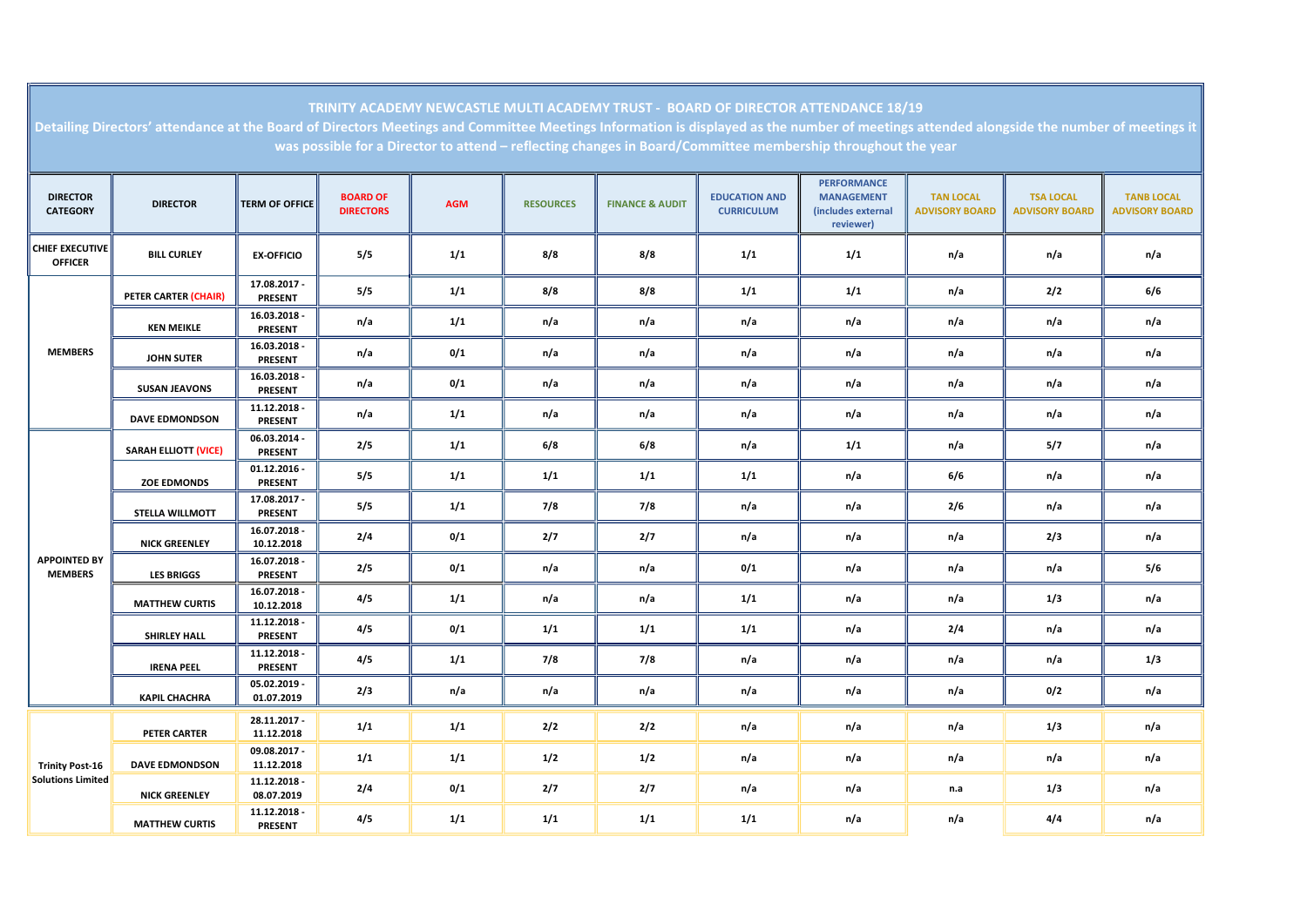# TRINITY ACADEMY NEWCASTLE MULTI ACADEMY TRUST - BOARD OF DIRECTOR ATTENDANCE 18/19

**Detailing Directors' attendance at the Board of Directors Meetings and Committee Meetings Information is displayed as the number of meetings attended alongside the number of meetings it was possible for a Director to attend – reflecting changes in Board/Committee membership throughout the year**

| DIRECTOR CATEGORY | DIRECTOR | TERM OF OFFICE | BOARD OF DIRECTORS | AGM | RESOURCES | FINANCE & AUDIT | EDUCATION AND CURRICULUM | PERFORMANCE MANAGEMENT (includes external reviewer) | TAN LOCAL ADVISORY BOARD | TSA LOCAL ADVISORY BOARD | TANB LOCAL ADVISORY BOARD |
|---|---|---|---|---|---|---|---|---|---|---|---|
| CHIEF EXECUTIVE OFFICER | BILL CURLEY | EX-OFFICIO | 5/5 | 1/1 | 8/8 | 8/8 | 1/1 | 1/1 | n/a | n/a | n/a |
| MEMBERS | PETER CARTER (CHAIR) | 17.08.2017 - PRESENT | 5/5 | 1/1 | 8/8 | 8/8 | 1/1 | 1/1 | n/a | 2/2 | 6/6 |
| | KEN MEIKLE | 16.03.2018 - PRESENT | n/a | 1/1 | n/a | n/a | n/a | n/a | n/a | n/a | n/a |
| | JOHN SUTER | 16.03.2018 - PRESENT | n/a | 0/1 | n/a | n/a | n/a | n/a | n/a | n/a | n/a |
| | SUSAN JEAVONS | 16.03.2018 - PRESENT | n/a | 0/1 | n/a | n/a | n/a | n/a | n/a | n/a | n/a |
| | DAVE EDMONDSON | 11.12.2018 - PRESENT | n/a | 1/1 | n/a | n/a | n/a | n/a | n/a | n/a | n/a |
| APPOINTED BY MEMBERS | SARAH ELLIOTT (VICE) | 06.03.2014 - PRESENT | 2/5 | 1/1 | 6/8 | 6/8 | n/a | 1/1 | n/a | 5/7 | n/a |
| | ZOE EDMONDS | 01.12.2016 - PRESENT | 5/5 | 1/1 | 1/1 | 1/1 | 1/1 | n/a | 6/6 | n/a | n/a |
| | STELLA WILLMOTT | 17.08.2017 - PRESENT | 5/5 | 1/1 | 7/8 | 7/8 | n/a | n/a | 2/6 | n/a | n/a |
| | NICK GREENLEY | 16.07.2018 - 10.12.2018 | 2/4 | 0/1 | 2/7 | 2/7 | n/a | n/a | n/a | 2/3 | n/a |
| | LES BRIGGS | 16.07.2018 - PRESENT | 2/5 | 0/1 | n/a | n/a | 0/1 | n/a | n/a | n/a | 5/6 |
| | MATTHEW CURTIS | 16.07.2018 - 10.12.2018 | 4/5 | 1/1 | n/a | n/a | 1/1 | n/a | n/a | 1/3 | n/a |
| | SHIRLEY HALL | 11.12.2018 - PRESENT | 4/5 | 0/1 | 1/1 | 1/1 | 1/1 | n/a | 2/4 | n/a | n/a |
| | IRENA PEEL | 11.12.2018 - PRESENT | 4/5 | 1/1 | 7/8 | 7/8 | n/a | n/a | n/a | n/a | 1/3 |
| | KAPIL CHACHRA | 05.02.2019 - 01.07.2019 | 2/3 | n/a | n/a | n/a | n/a | n/a | n/a | 0/2 | n/a |
| Trinity Post-16 Solutions Limited | PETER CARTER | 28.11.2017 - 11.12.2018 | 1/1 | 1/1 | 2/2 | 2/2 | n/a | n/a | n/a | 1/3 | n/a |
| | DAVE EDMONDSON | 09.08.2017 - 11.12.2018 | 1/1 | 1/1 | 1/2 | 1/2 | n/a | n/a | n/a | n/a | n/a |
| | NICK GREENLEY | 11.12.2018 - 08.07.2019 | 2/4 | 0/1 | 2/7 | 2/7 | n/a | n/a | n.a | 1/3 | n/a |
| | MATTHEW CURTIS | 11.12.2018 - PRESENT | 4/5 | 1/1 | 1/1 | 1/1 | 1/1 | n/a | n/a | 4/4 | n/a |